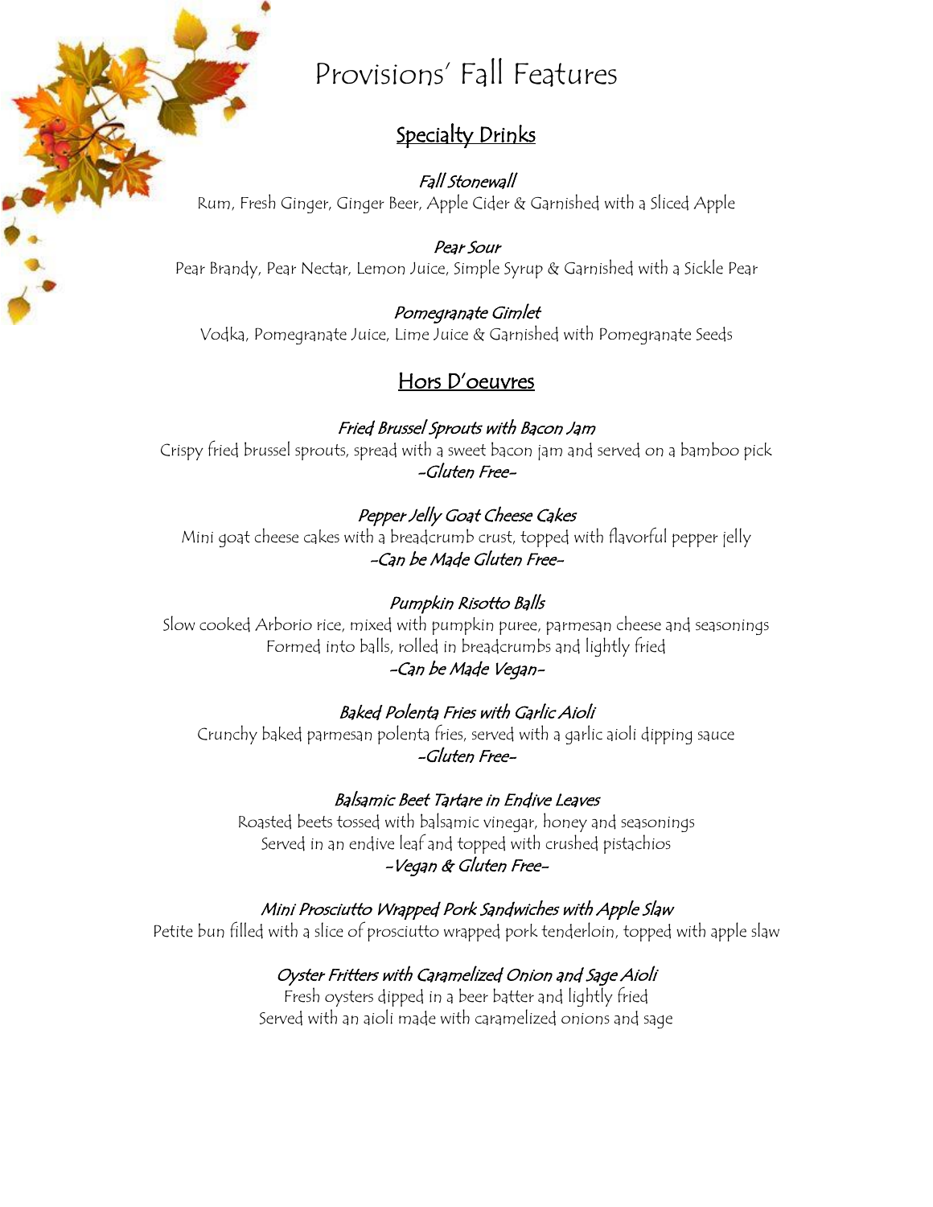# Provisions' Fall Features

## Specialty Drinks

*Fall Stonewall*
Rum, Fresh Ginger, Ginger Beer, Apple Cider & Garnished with a Sliced Apple

*Pear Sour*
Pear Brandy, Pear Nectar, Lemon Juice, Simple Syrup & Garnished with a Sickle Pear

*Pomegranate Gimlet*
Vodka, Pomegranate Juice, Lime Juice & Garnished with Pomegranate Seeds

## Hors D'oeuvres

*Fried Brussel Sprouts with Bacon Jam*
Crispy fried brussel sprouts, spread with a sweet bacon jam and served on a bamboo pick
*-Gluten Free-*

*Pepper Jelly Goat Cheese Cakes*
Mini goat cheese cakes with a breadcrumb crust, topped with flavorful pepper jelly
*-Can be Made Gluten Free-*

*Pumpkin Risotto Balls*
Slow cooked Arborio rice, mixed with pumpkin puree, parmesan cheese and seasonings
Formed into balls, rolled in breadcrumbs and lightly fried
*-Can be Made Vegan-*

*Baked Polenta Fries with Garlic Aioli*
Crunchy baked parmesan polenta fries, served with a garlic aioli dipping sauce
*-Gluten Free-*

*Balsamic Beet Tartare in Endive Leaves*
Roasted beets tossed with balsamic vinegar, honey and seasonings
Served in an endive leaf and topped with crushed pistachios
*-Vegan & Gluten Free-*

*Mini Prosciutto Wrapped Pork Sandwiches with Apple Slaw*
Petite bun filled with a slice of prosciutto wrapped pork tenderloin, topped with apple slaw

*Oyster Fritters with Caramelized Onion and Sage Aioli*
Fresh oysters dipped in a beer batter and lightly fried
Served with an aioli made with caramelized onions and sage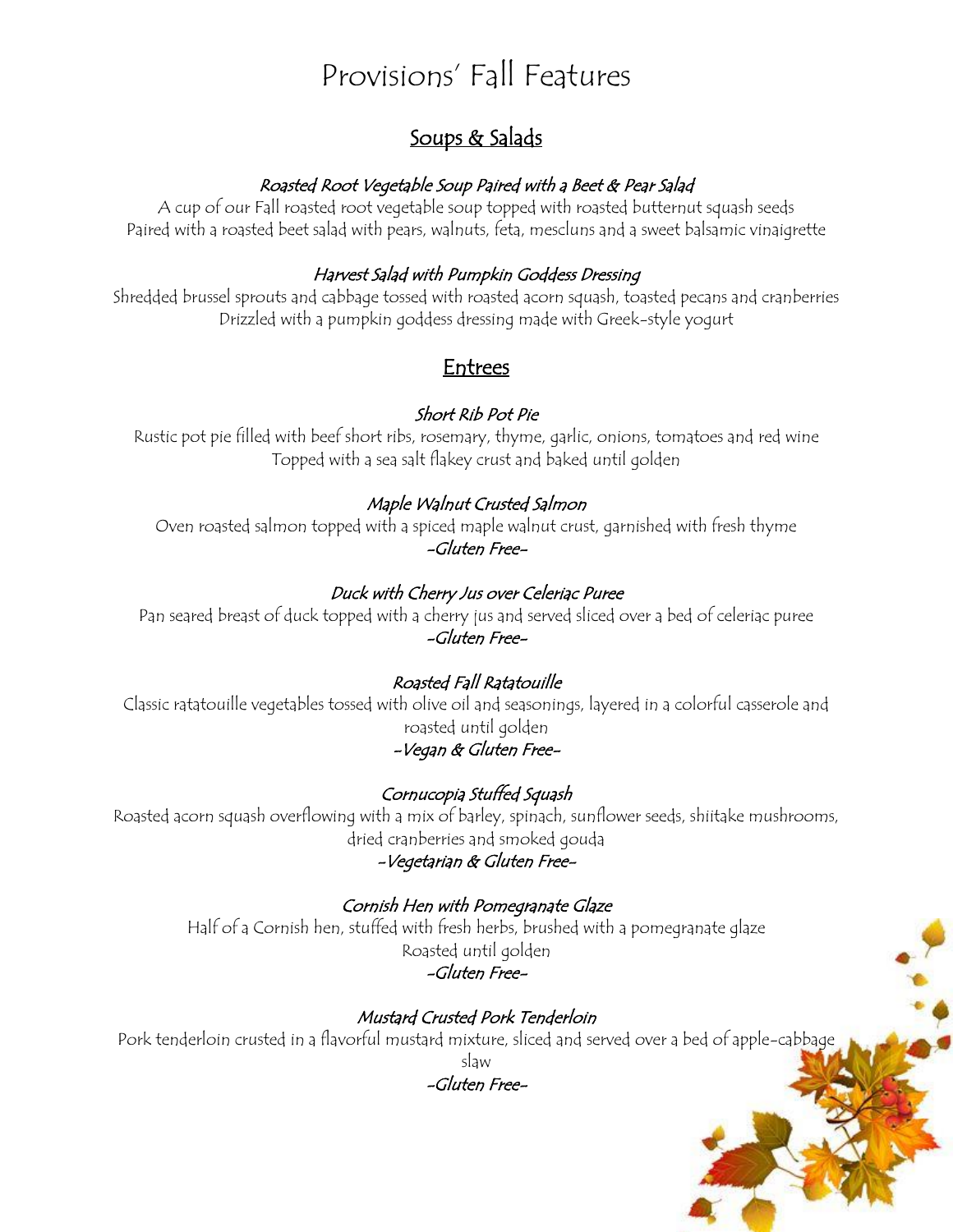# Provisions' Fall Features

## Soups & Salads

*Roasted Root Vegetable Soup Paired with a Beet & Pear Salad*

A cup of our Fall roasted root vegetable soup topped with roasted butternut squash seeds
Paired with a roasted beet salad with pears, walnuts, feta, mescluns and a sweet balsamic vinaigrette

*Harvest Salad with Pumpkin Goddess Dressing*

Shredded brussel sprouts and cabbage tossed with roasted acorn squash, toasted pecans and cranberries
Drizzled with a pumpkin goddess dressing made with Greek-style yogurt

## Entrees

*Short Rib Pot Pie*

Rustic pot pie filled with beef short ribs, rosemary, thyme, garlic, onions, tomatoes and red wine
Topped with a sea salt flakey crust and baked until golden

*Maple Walnut Crusted Salmon*

Oven roasted salmon topped with a spiced maple walnut crust, garnished with fresh thyme

*-Gluten Free-*

*Duck with Cherry Jus over Celeriac Puree*

Pan seared breast of duck topped with a cherry jus and served sliced over a bed of celeriac puree

*-Gluten Free-*

*Roasted Fall Ratatouille*

Classic ratatouille vegetables tossed with olive oil and seasonings, layered in a colorful casserole and roasted until golden

*-Vegan & Gluten Free-*

*Cornucopia Stuffed Squash*

Roasted acorn squash overflowing with a mix of barley, spinach, sunflower seeds, shiitake mushrooms, dried cranberries and smoked gouda

*-Vegetarian & Gluten Free-*

*Cornish Hen with Pomegranate Glaze*

Half of a Cornish hen, stuffed with fresh herbs, brushed with a pomegranate glaze
Roasted until golden

*-Gluten Free-*

*Mustard Crusted Pork Tenderloin*

Pork tenderloin crusted in a flavorful mustard mixture, sliced and served over a bed of apple-cabbage slaw

*-Gluten Free-*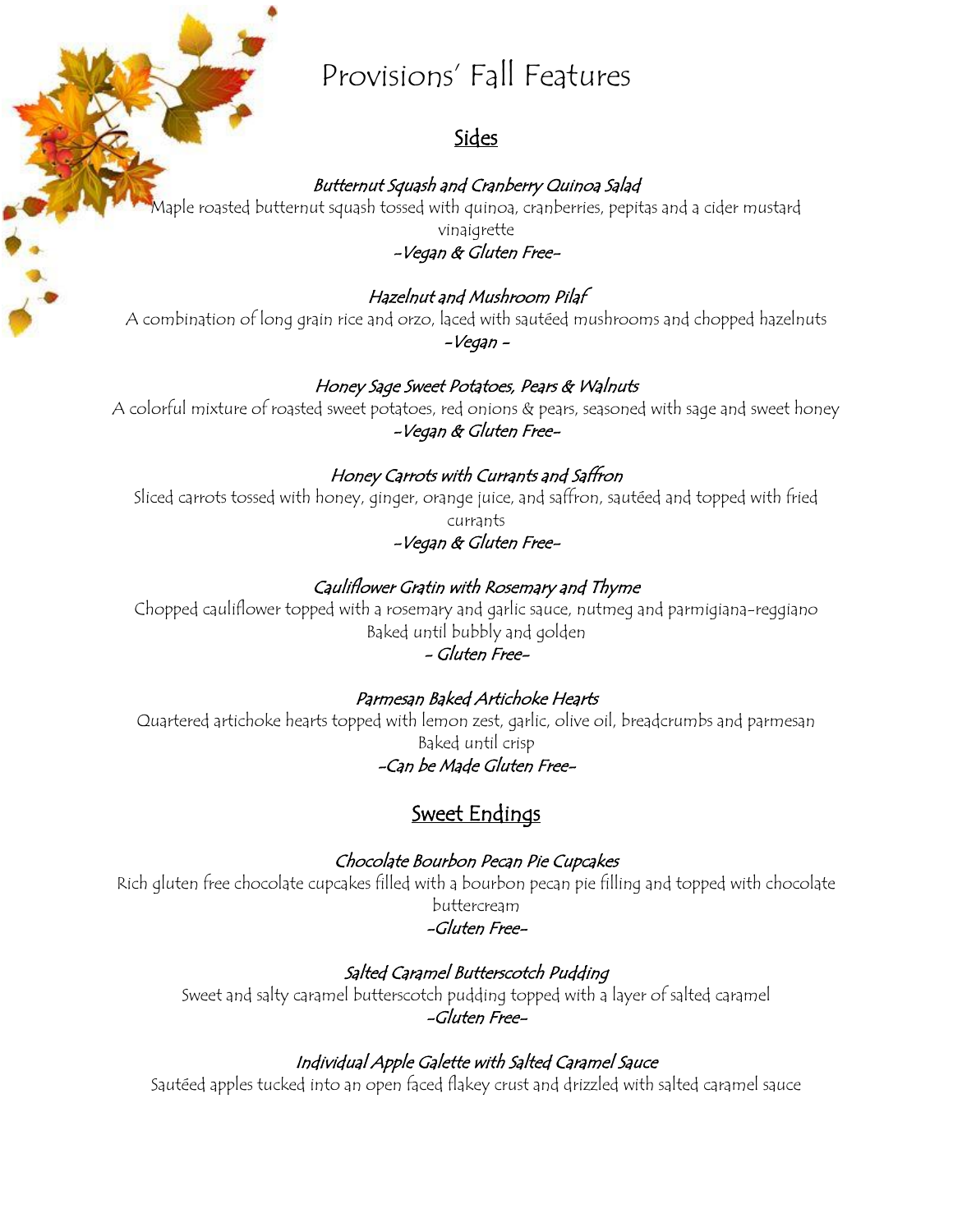# Provisions' Fall Features

## Sides

*Butternut Squash and Cranberry Quinoa Salad*

Maple roasted butternut squash tossed with quinoa, cranberries, pepitas and a cider mustard vinaigrette

*-Vegan & Gluten Free-*

*Hazelnut and Mushroom Pilaf*

A combination of long grain rice and orzo, laced with sautéed mushrooms and chopped hazelnuts

*-Vegan -*

*Honey Sage Sweet Potatoes, Pears & Walnuts*

A colorful mixture of roasted sweet potatoes, red onions & pears, seasoned with sage and sweet honey

*-Vegan & Gluten Free-*

*Honey Carrots with Currants and Saffron*

Sliced carrots tossed with honey, ginger, orange juice, and saffron, sautéed and topped with fried currants

*-Vegan & Gluten Free-*

*Cauliflower Gratin with Rosemary and Thyme*

Chopped cauliflower topped with a rosemary and garlic sauce, nutmeg and parmigiana-reggiano Baked until bubbly and golden

*- Gluten Free-*

*Parmesan Baked Artichoke Hearts*

Quartered artichoke hearts topped with lemon zest, garlic, olive oil, breadcrumbs and parmesan Baked until crisp

*-Can be Made Gluten Free-*

## Sweet Endings

*Chocolate Bourbon Pecan Pie Cupcakes*

Rich gluten free chocolate cupcakes filled with a bourbon pecan pie filling and topped with chocolate buttercream

*-Gluten Free-*

*Salted Caramel Butterscotch Pudding*

Sweet and salty caramel butterscotch pudding topped with a layer of salted caramel

*-Gluten Free-*

*Individual Apple Galette with Salted Caramel Sauce*

Sautéed apples tucked into an open faced flakey crust and drizzled with salted caramel sauce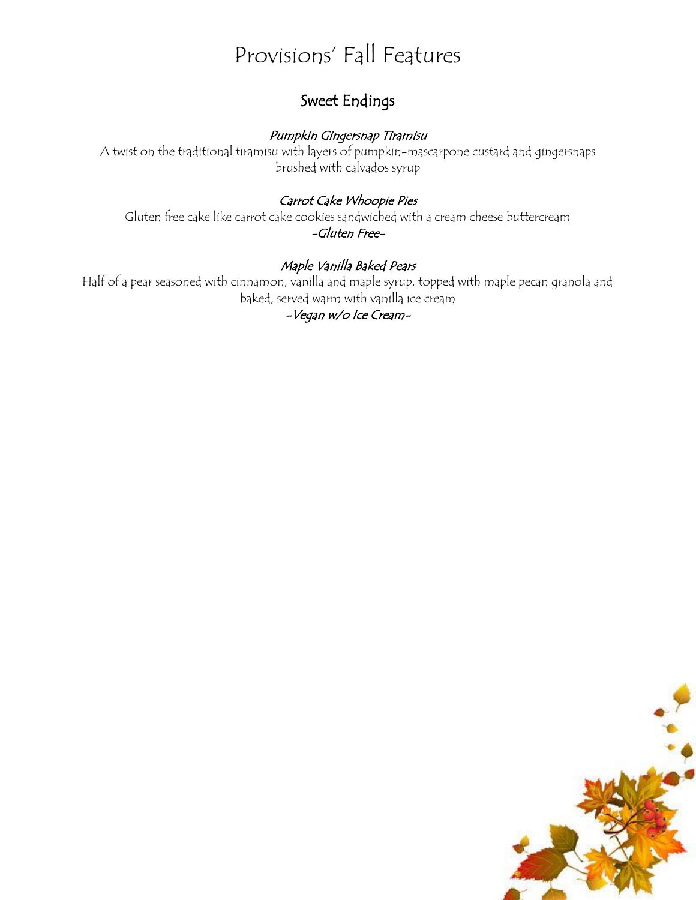# Provisions' Fall Features

## Sweet Endings

*Pumpkin Gingersnap Tiramisu*

A twist on the traditional tiramisu with layers of pumpkin-mascarpone custard and gingersnaps brushed with calvados syrup

*Carrot Cake Whoopie Pies*

Gluten free cake like carrot cake cookies sandwiched with a cream cheese buttercream

*-Gluten Free-*

*Maple Vanilla Baked Pears*

Half of a pear seasoned with cinnamon, vanilla and maple syrup, topped with maple pecan granola and baked, served warm with vanilla ice cream

*-Vegan w/o Ice Cream-*